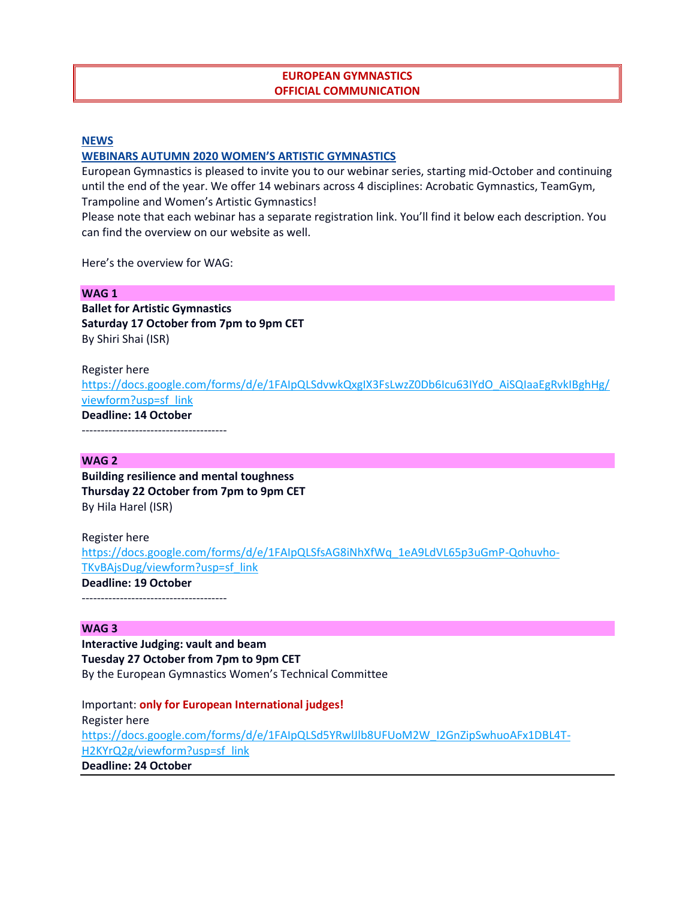**EUROPEAN GYMNASTICS**
**OFFICIAL COMMUNICATION**

## NEWS

### WEBINARS AUTUMN 2020 WOMEN'S ARTISTIC GYMNASTICS

European Gymnastics is pleased to invite you to our webinar series, starting mid-October and continuing until the end of the year. We offer 14 webinars across 4 disciplines: Acrobatic Gymnastics, TeamGym, Trampoline and Women's Artistic Gymnastics!

Please note that each webinar has a separate registration link. You'll find it below each description. You can find the overview on our website as well.

Here's the overview for WAG:

**WAG 1**

**Ballet for Artistic Gymnastics**
**Saturday 17 October from 7pm to 9pm CET**
By Shiri Shai (ISR)

Register here
https://docs.google.com/forms/d/e/1FAIpQLSdvwkQxgIX3FsLwzZ0Db6Icu63IYdO_AiSQIaaEgRvkIBghHg/viewform?usp=sf_link
**Deadline: 14 October**

-------------------------------------

**WAG 2**

**Building resilience and mental toughness**
**Thursday 22 October from 7pm to 9pm CET**
By Hila Harel (ISR)

Register here
https://docs.google.com/forms/d/e/1FAIpQLSfsAG8iNhXfWq_1eA9LdVL65p3uGmP-Qohuvho-TKvBAjsDug/viewform?usp=sf_link
**Deadline: 19 October**

-------------------------------------

**WAG 3**

**Interactive Judging: vault and beam**
**Tuesday 27 October from 7pm to 9pm CET**
By the European Gymnastics Women's Technical Committee

Important: **only for European International judges!**
Register here
https://docs.google.com/forms/d/e/1FAIpQLSd5YRwlJlb8UFUoM2W_I2GnZipSwhuoAFx1DBL4T-H2KYrQ2g/viewform?usp=sf_link
**Deadline: 24 October**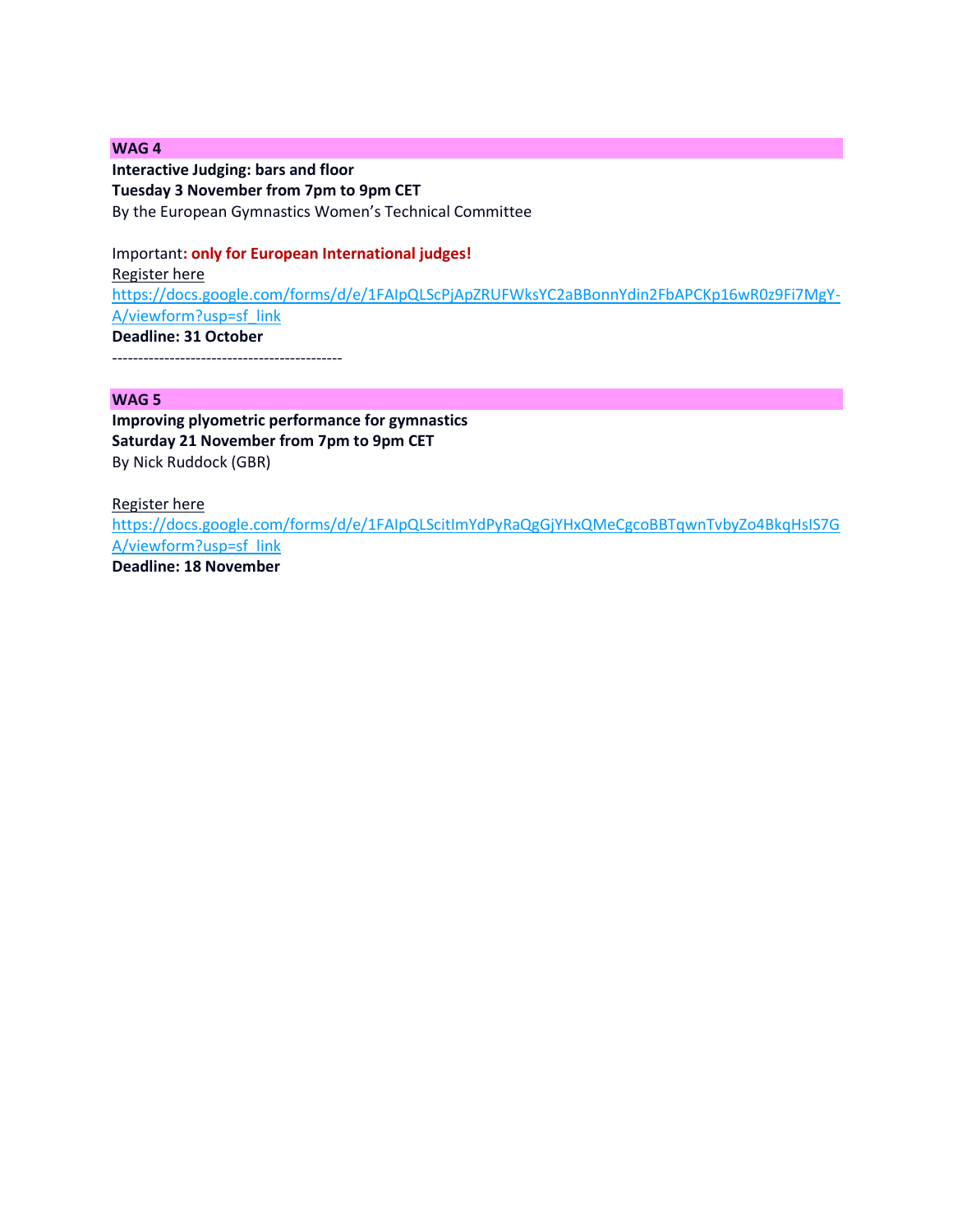## WAG 4

**Interactive Judging: bars and floor**
**Tuesday 3 November from 7pm to 9pm CET**
By the European Gymnastics Women's Technical Committee

Important**: only for European International judges!**
Register here
https://docs.google.com/forms/d/e/1FAIpQLScPjApZRUFWksYC2aBBonnYdin2FbAPCKp16wR0z9Fi7MgY-A/viewform?usp=sf_link
**Deadline: 31 October**

---

## WAG 5

**Improving plyometric performance for gymnastics**
**Saturday 21 November from 7pm to 9pm CET**
By Nick Ruddock (GBR)

Register here
https://docs.google.com/forms/d/e/1FAIpQLScitImYdPyRaQgGjYHxQMeCgcoBBTqwnTvbyZo4BkqHsIS7GA/viewform?usp=sf_link
**Deadline: 18 November**